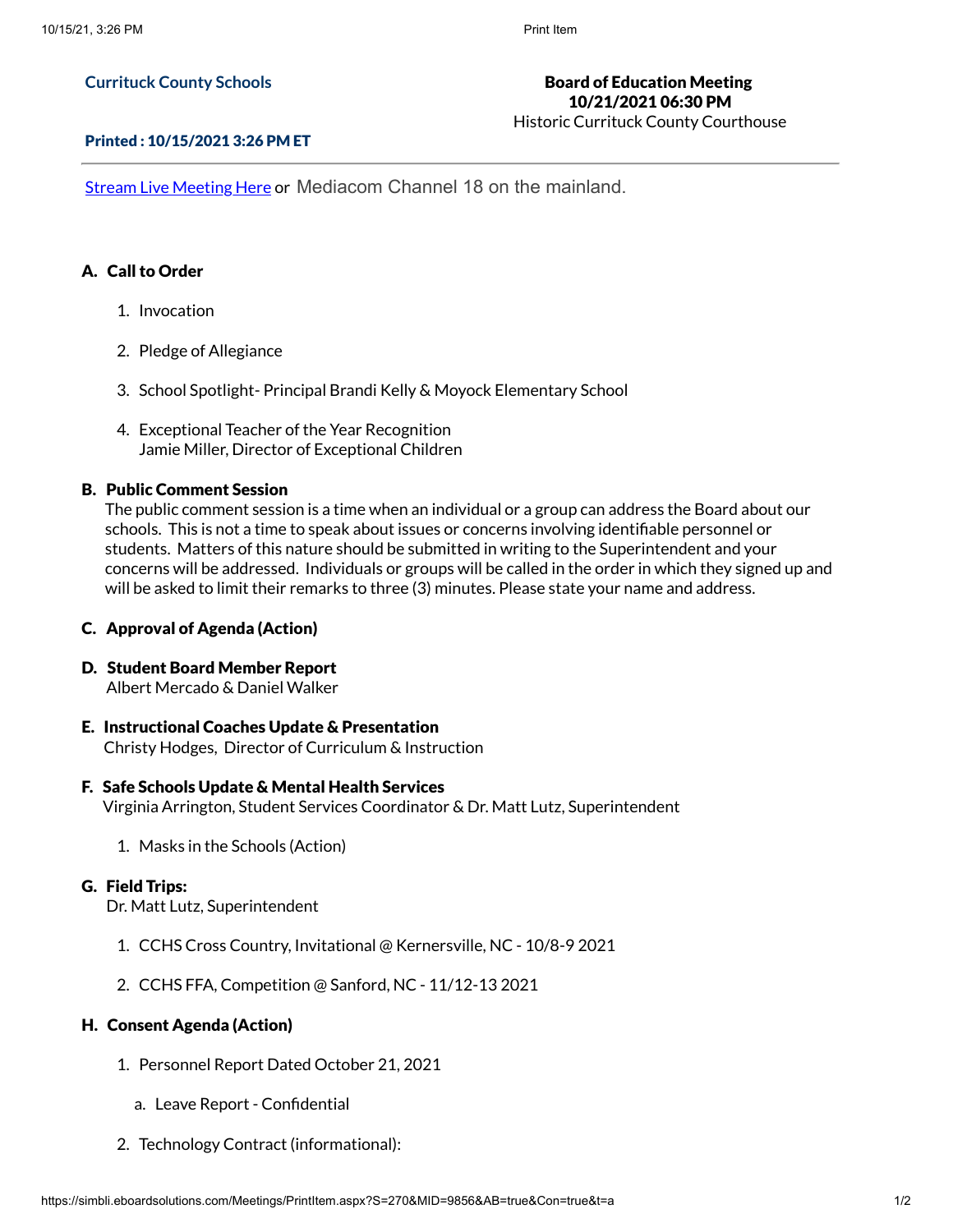**Currituck County Schools**

**Board of Education Meeting**
**10/21/2021 06:30 PM**
Historic Currituck County Courthouse

**Printed : 10/15/2021 3:26 PM ET**

---

Stream Live Meeting Here or Mediacom Channel 18 on the mainland.

### A. Call to Order

1. Invocation
2. Pledge of Allegiance
3. School Spotlight- Principal Brandi Kelly & Moyock Elementary School
4. Exceptional Teacher of the Year Recognition
   Jamie Miller, Director of Exceptional Children

### B. Public Comment Session

The public comment session is a time when an individual or a group can address the Board about our schools. This is not a time to speak about issues or concerns involving identifiable personnel or students. Matters of this nature should be submitted in writing to the Superintendent and your concerns will be addressed. Individuals or groups will be called in the order in which they signed up and will be asked to limit their remarks to three (3) minutes. Please state your name and address.

### C. Approval of Agenda (Action)

### D. Student Board Member Report

Albert Mercado & Daniel Walker

### E. Instructional Coaches Update & Presentation

Christy Hodges, Director of Curriculum & Instruction

### F. Safe Schools Update & Mental Health Services

Virginia Arrington, Student Services Coordinator & Dr. Matt Lutz, Superintendent

1. Masks in the Schools (Action)

### G. Field Trips:

Dr. Matt Lutz, Superintendent

1. CCHS Cross Country, Invitational @ Kernersville, NC - 10/8-9 2021
2. CCHS FFA, Competition @ Sanford, NC - 11/12-13 2021

### H. Consent Agenda (Action)

1. Personnel Report Dated October 21, 2021
   a. Leave Report - Confidential
2. Technology Contract (informational):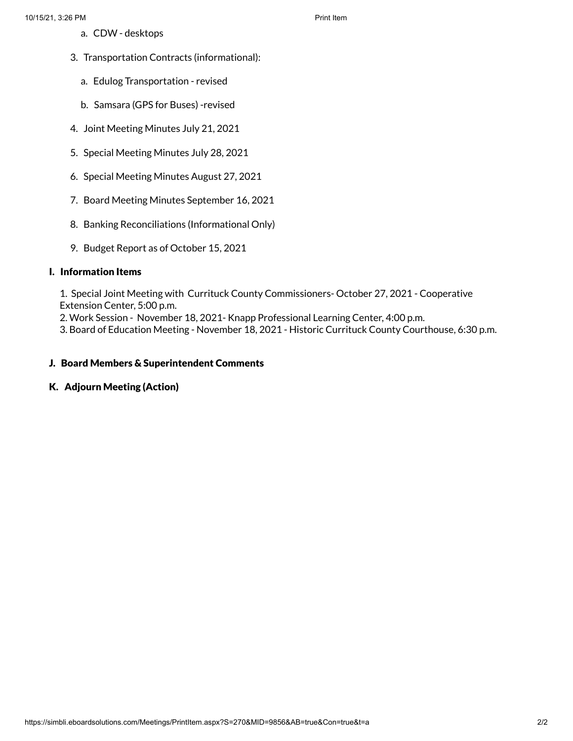a. CDW - desktops

3. Transportation Contracts (informational):

   a. Edulog Transportation - revised

   b. Samsara (GPS for Buses) -revised

4. Joint Meeting Minutes July 21, 2021

5. Special Meeting Minutes July 28, 2021

6. Special Meeting Minutes August 27, 2021

7. Board Meeting Minutes September 16, 2021

8. Banking Reconciliations (Informational Only)

9. Budget Report as of October 15, 2021

### I. Information Items

1. Special Joint Meeting with Currituck County Commissioners- October 27, 2021 - Cooperative Extension Center, 5:00 p.m.
2. Work Session - November 18, 2021- Knapp Professional Learning Center, 4:00 p.m.
3. Board of Education Meeting - November 18, 2021 - Historic Currituck County Courthouse, 6:30 p.m.

### J. Board Members & Superintendent Comments

### K. Adjourn Meeting (Action)